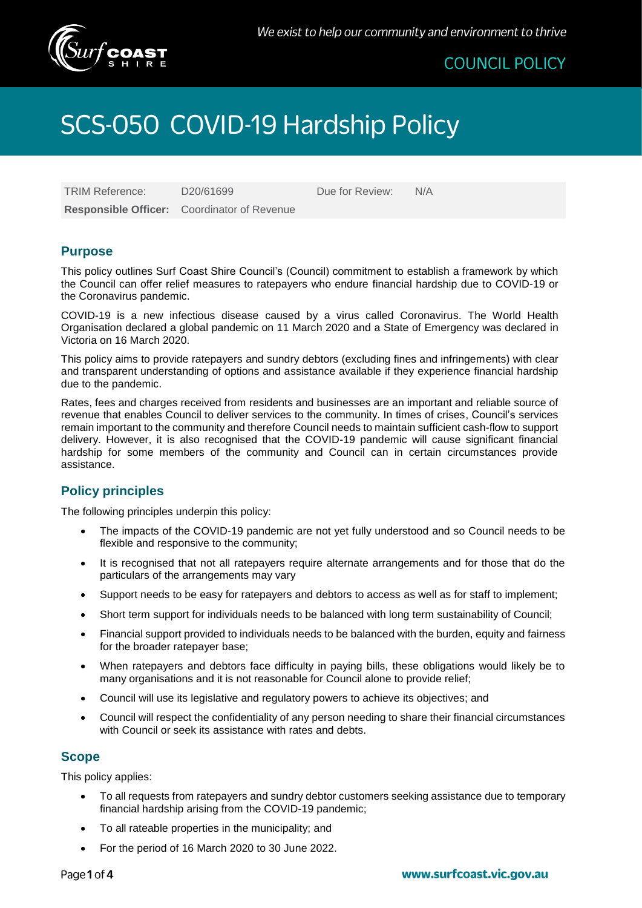We exist to help our community and environment to thrive

COUNCIL POLICY

# SCS-050 COVID-19 Hardship Policy

| TRIM Reference: | D20/61699 | Due for Review: | N/A |
|---|---|---|---|
| **Responsible Officer:** | Coordinator of Revenue | | |

## Purpose

This policy outlines Surf Coast Shire Council's (Council) commitment to establish a framework by which the Council can offer relief measures to ratepayers who endure financial hardship due to COVID-19 or the Coronavirus pandemic.

COVID-19 is a new infectious disease caused by a virus called Coronavirus. The World Health Organisation declared a global pandemic on 11 March 2020 and a State of Emergency was declared in Victoria on 16 March 2020.

This policy aims to provide ratepayers and sundry debtors (excluding fines and infringements) with clear and transparent understanding of options and assistance available if they experience financial hardship due to the pandemic.

Rates, fees and charges received from residents and businesses are an important and reliable source of revenue that enables Council to deliver services to the community. In times of crises, Council's services remain important to the community and therefore Council needs to maintain sufficient cash-flow to support delivery. However, it is also recognised that the COVID-19 pandemic will cause significant financial hardship for some members of the community and Council can in certain circumstances provide assistance.

## Policy principles

The following principles underpin this policy:

- The impacts of the COVID-19 pandemic are not yet fully understood and so Council needs to be flexible and responsive to the community;
- It is recognised that not all ratepayers require alternate arrangements and for those that do the particulars of the arrangements may vary
- Support needs to be easy for ratepayers and debtors to access as well as for staff to implement;
- Short term support for individuals needs to be balanced with long term sustainability of Council;
- Financial support provided to individuals needs to be balanced with the burden, equity and fairness for the broader ratepayer base;
- When ratepayers and debtors face difficulty in paying bills, these obligations would likely be to many organisations and it is not reasonable for Council alone to provide relief;
- Council will use its legislative and regulatory powers to achieve its objectives; and
- Council will respect the confidentiality of any person needing to share their financial circumstances with Council or seek its assistance with rates and debts.

## Scope

This policy applies:

- To all requests from ratepayers and sundry debtor customers seeking assistance due to temporary financial hardship arising from the COVID-19 pandemic;
- To all rateable properties in the municipality; and
- For the period of 16 March 2020 to 30 June 2022.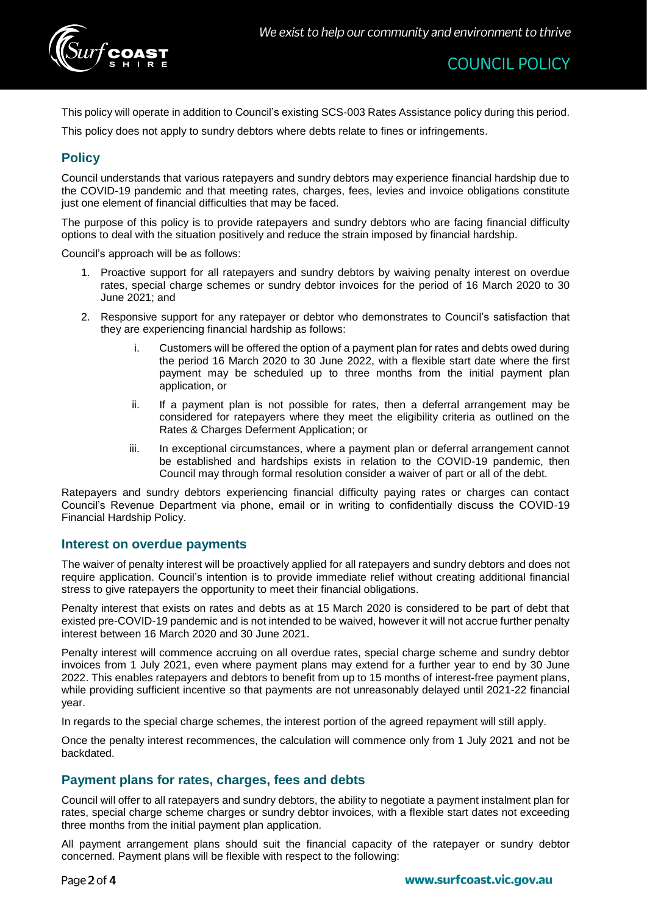This policy will operate in addition to Council's existing SCS-003 Rates Assistance policy during this period.

This policy does not apply to sundry debtors where debts relate to fines or infringements.

## Policy

Council understands that various ratepayers and sundry debtors may experience financial hardship due to the COVID-19 pandemic and that meeting rates, charges, fees, levies and invoice obligations constitute just one element of financial difficulties that may be faced.

The purpose of this policy is to provide ratepayers and sundry debtors who are facing financial difficulty options to deal with the situation positively and reduce the strain imposed by financial hardship.

Council's approach will be as follows:

1. Proactive support for all ratepayers and sundry debtors by waiving penalty interest on overdue rates, special charge schemes or sundry debtor invoices for the period of 16 March 2020 to 30 June 2021; and
2. Responsive support for any ratepayer or debtor who demonstrates to Council's satisfaction that they are experiencing financial hardship as follows:
   1. Customers will be offered the option of a payment plan for rates and debts owed during the period 16 March 2020 to 30 June 2022, with a flexible start date where the first payment may be scheduled up to three months from the initial payment plan application, or
   2. If a payment plan is not possible for rates, then a deferral arrangement may be considered for ratepayers where they meet the eligibility criteria as outlined on the Rates & Charges Deferment Application; or
   3. In exceptional circumstances, where a payment plan or deferral arrangement cannot be established and hardships exists in relation to the COVID-19 pandemic, then Council may through formal resolution consider a waiver of part or all of the debt.

Ratepayers and sundry debtors experiencing financial difficulty paying rates or charges can contact Council's Revenue Department via phone, email or in writing to confidentially discuss the COVID-19 Financial Hardship Policy.

### Interest on overdue payments

The waiver of penalty interest will be proactively applied for all ratepayers and sundry debtors and does not require application. Council's intention is to provide immediate relief without creating additional financial stress to give ratepayers the opportunity to meet their financial obligations.

Penalty interest that exists on rates and debts as at 15 March 2020 is considered to be part of debt that existed pre-COVID-19 pandemic and is not intended to be waived, however it will not accrue further penalty interest between 16 March 2020 and 30 June 2021.

Penalty interest will commence accruing on all overdue rates, special charge scheme and sundry debtor invoices from 1 July 2021, even where payment plans may extend for a further year to end by 30 June 2022. This enables ratepayers and debtors to benefit from up to 15 months of interest-free payment plans, while providing sufficient incentive so that payments are not unreasonably delayed until 2021-22 financial year.

In regards to the special charge schemes, the interest portion of the agreed repayment will still apply.

Once the penalty interest recommences, the calculation will commence only from 1 July 2021 and not be backdated.

### Payment plans for rates, charges, fees and debts

Council will offer to all ratepayers and sundry debtors, the ability to negotiate a payment instalment plan for rates, special charge scheme charges or sundry debtor invoices, with a flexible start dates not exceeding three months from the initial payment plan application.

All payment arrangement plans should suit the financial capacity of the ratepayer or sundry debtor concerned. Payment plans will be flexible with respect to the following: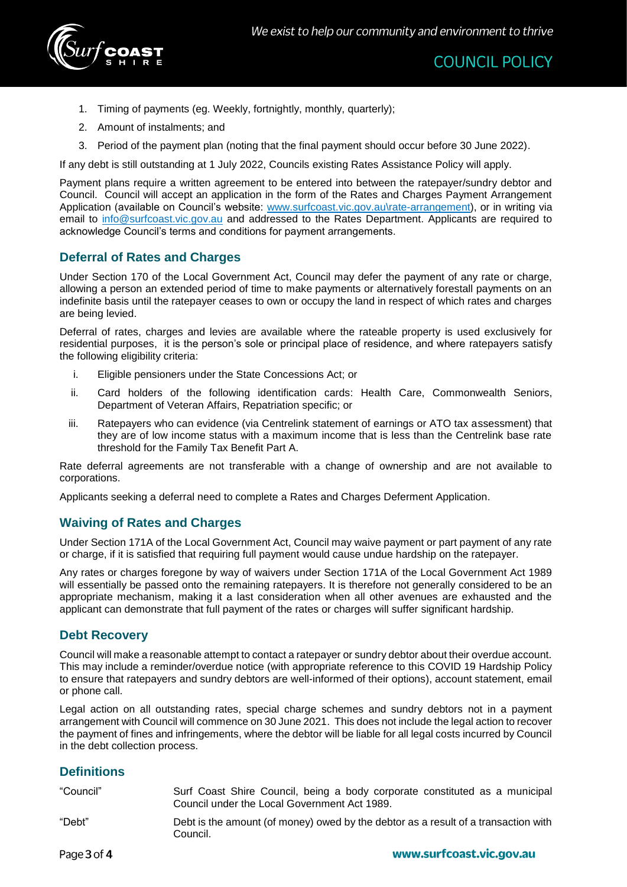1. Timing of payments (eg. Weekly, fortnightly, monthly, quarterly);
2. Amount of instalments; and
3. Period of the payment plan (noting that the final payment should occur before 30 June 2022).

If any debt is still outstanding at 1 July 2022, Councils existing Rates Assistance Policy will apply.

Payment plans require a written agreement to be entered into between the ratepayer/sundry debtor and Council. Council will accept an application in the form of the Rates and Charges Payment Arrangement Application (available on Council's website: www.surfcoast.vic.gov.au\rate-arrangement), or in writing via email to info@surfcoast.vic.gov.au and addressed to the Rates Department. Applicants are required to acknowledge Council's terms and conditions for payment arrangements.

## Deferral of Rates and Charges

Under Section 170 of the Local Government Act, Council may defer the payment of any rate or charge, allowing a person an extended period of time to make payments or alternatively forestall payments on an indefinite basis until the ratepayer ceases to own or occupy the land in respect of which rates and charges are being levied.

Deferral of rates, charges and levies are available where the rateable property is used exclusively for residential purposes, it is the person's sole or principal place of residence, and where ratepayers satisfy the following eligibility criteria:

i. Eligible pensioners under the State Concessions Act; or
ii. Card holders of the following identification cards: Health Care, Commonwealth Seniors, Department of Veteran Affairs, Repatriation specific; or
iii. Ratepayers who can evidence (via Centrelink statement of earnings or ATO tax assessment) that they are of low income status with a maximum income that is less than the Centrelink base rate threshold for the Family Tax Benefit Part A.

Rate deferral agreements are not transferable with a change of ownership and are not available to corporations.

Applicants seeking a deferral need to complete a Rates and Charges Deferment Application.

## Waiving of Rates and Charges

Under Section 171A of the Local Government Act, Council may waive payment or part payment of any rate or charge, if it is satisfied that requiring full payment would cause undue hardship on the ratepayer.

Any rates or charges foregone by way of waivers under Section 171A of the Local Government Act 1989 will essentially be passed onto the remaining ratepayers. It is therefore not generally considered to be an appropriate mechanism, making it a last consideration when all other avenues are exhausted and the applicant can demonstrate that full payment of the rates or charges will suffer significant hardship.

## Debt Recovery

Council will make a reasonable attempt to contact a ratepayer or sundry debtor about their overdue account. This may include a reminder/overdue notice (with appropriate reference to this COVID 19 Hardship Policy to ensure that ratepayers and sundry debtors are well-informed of their options), account statement, email or phone call.

Legal action on all outstanding rates, special charge schemes and sundry debtors not in a payment arrangement with Council will commence on 30 June 2021. This does not include the legal action to recover the payment of fines and infringements, where the debtor will be liable for all legal costs incurred by Council in the debt collection process.

## Definitions

| | |
|---|---|
| "Council" | Surf Coast Shire Council, being a body corporate constituted as a municipal Council under the Local Government Act 1989. |
| "Debt" | Debt is the amount (of money) owed by the debtor as a result of a transaction with Council. |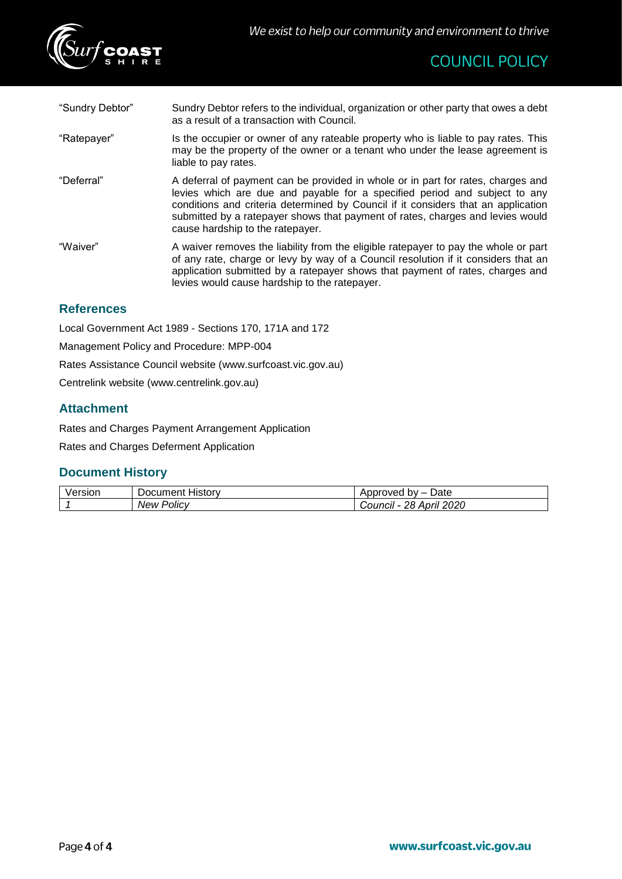| | |
|---|---|
| "Sundry Debtor" | Sundry Debtor refers to the individual, organization or other party that owes a debt as a result of a transaction with Council. |
| "Ratepayer" | Is the occupier or owner of any rateable property who is liable to pay rates. This may be the property of the owner or a tenant who under the lease agreement is liable to pay rates. |
| "Deferral" | A deferral of payment can be provided in whole or in part for rates, charges and levies which are due and payable for a specified period and subject to any conditions and criteria determined by Council if it considers that an application submitted by a ratepayer shows that payment of rates, charges and levies would cause hardship to the ratepayer. |
| "Waiver" | A waiver removes the liability from the eligible ratepayer to pay the whole or part of any rate, charge or levy by way of a Council resolution if it considers that an application submitted by a ratepayer shows that payment of rates, charges and levies would cause hardship to the ratepayer. |

## References

Local Government Act 1989 - Sections 170, 171A and 172

Management Policy and Procedure: MPP-004

Rates Assistance Council website (www.surfcoast.vic.gov.au)

Centrelink website (www.centrelink.gov.au)

## Attachment

Rates and Charges Payment Arrangement Application

Rates and Charges Deferment Application

## Document History

| Version | Document History | Approved by – Date |
|---|---|---|
| *1* | *New Policy* | *Council - 28 April 2020* |